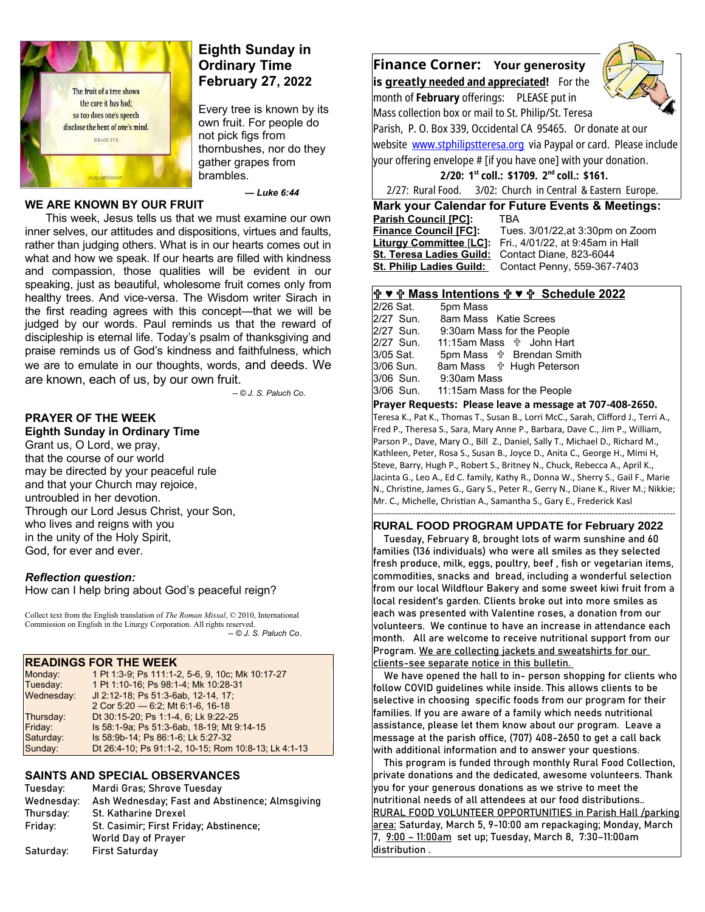# Eighth Sunday in Ordinary Time February 27, 2022

Every tree is known by its own fruit. For people do not pick figs from thornbushes, nor do they gather grapes from brambles.

*— Luke 6:44*

## WE ARE KNOWN BY OUR FRUIT

This week, Jesus tells us that we must examine our own inner selves, our attitudes and dispositions, virtues and faults, rather than judging others. What is in our hearts comes out in what and how we speak. If our hearts are filled with kindness and compassion, those qualities will be evident in our speaking, just as beautiful, wholesome fruit comes only from healthy trees. And vice-versa. The Wisdom writer Sirach in the first reading agrees with this concept—that we will be judged by our words. Paul reminds us that the reward of discipleship is eternal life. Today's psalm of thanksgiving and praise reminds us of God's kindness and faithfulness, which we are to emulate in our thoughts, words, and deeds. We are known, each of us, by our own fruit.

*-- © J. S. Paluch Co.*

## PRAYER OF THE WEEK
### Eighth Sunday in Ordinary Time

Grant us, O Lord, we pray,
that the course of our world
may be directed by your peaceful rule
and that your Church may rejoice,
untroubled in her devotion.
Through our Lord Jesus Christ, your Son,
who lives and reigns with you
in the unity of the Holy Spirit,
God, for ever and ever.

### *Reflection question:*

How can I help bring about God's peaceful reign?

Collect text from the English translation of *The Roman Missal*, © 2010, International Commission on English in the Liturgy Corporation. All rights reserved.
*-- © J. S. Paluch Co.*

## READINGS FOR THE WEEK

| | |
|---|---|
| Monday: | 1 Pt 1:3-9; Ps 111:1-2, 5-6, 9, 10c; Mk 10:17-27 |
| Tuesday: | 1 Pt 1:10-16; Ps 98:1-4; Mk 10:28-31 |
| Wednesday: | Jl 2:12-18; Ps 51:3-6ab, 12-14, 17; 2 Cor 5:20 — 6:2; Mt 6:1-6, 16-18 |
| Thursday: | Dt 30:15-20; Ps 1:1-4, 6; Lk 9:22-25 |
| Friday: | Is 58:1-9a; Ps 51:3-6ab, 18-19; Mt 9:14-15 |
| Saturday: | Is 58:9b-14; Ps 86:1-6; Lk 5:27-32 |
| Sunday: | Dt 26:4-10; Ps 91:1-2, 10-15; Rom 10:8-13; Lk 4:1-13 |

## SAINTS AND SPECIAL OBSERVANCES

| | |
|---|---|
| Tuesday: | Mardi Gras; Shrove Tuesday |
| Wednesday: | Ash Wednesday; Fast and Abstinence; Almsgiving |
| Thursday: | St. Katharine Drexel |
| Friday: | St. Casimir; First Friday; Abstinence; World Day of Prayer |
| Saturday: | First Saturday |

## Finance Corner: Your generosity is greatly needed and appreciated!

For the month of **February** offerings: PLEASE put in Mass collection box or mail to St. Philip/St. Teresa Parish, P. O. Box 339, Occidental CA 95465. Or donate at our website www.stphilipstteresa.org via Paypal or card. Please include your offering envelope # [if you have one] with your donation.

**2/20: 1st coll.: $1709. 2nd coll.: $161.**

2/27: Rural Food. 3/02: Church in Central & Eastern Europe.

## Mark your Calendar for Future Events & Meetings:

| | |
|---|---|
| **Parish Council [PC]:** | TBA |
| **Finance Council [FC]:** | Tues. 3/01/22,at 3:30pm on Zoom |
| **Liturgy Committee [LC]:** | Fri., 4/01/22, at 9:45am in Hall |
| **St. Teresa Ladies Guild:** | Contact Diane, 823-6044 |
| **St. Philip Ladies Guild:** | Contact Penny, 559-367-7403 |

## ✞ ♥ ✞ Mass Intentions ✞ ♥ ✞ Schedule 2022

| | |
|---|---|
| 2/26 Sat. | 5pm Mass |
| 2/27 Sun. | 8am Mass Katie Screes |
| 2/27 Sun. | 9:30am Mass for the People |
| 2/27 Sun. | 11:15am Mass ✞ John Hart |
| 3/05 Sat. | 5pm Mass ✞ Brendan Smith |
| 3/06 Sun. | 8am Mass ✞ Hugh Peterson |
| 3/06 Sun. | 9:30am Mass |
| 3/06 Sun. | 11:15am Mass for the People |

**Prayer Requests: Please leave a message at 707-408-2650.**

Teresa K., Pat K., Thomas T., Susan B., Lorri McC., Sarah, Clifford J., Terri A., Fred P., Theresa S., Sara, Mary Anne P., Barbara, Dave C., Jim P., William, Parson P., Dave, Mary O., Bill Z., Daniel, Sally T., Michael D., Richard M., Kathleen, Peter, Rosa S., Susan B., Joyce D., Anita C., George H., Mimi H, Steve, Barry, Hugh P., Robert S., Britney N., Chuck, Rebecca A., April K., Jacinta G., Leo A., Ed C. family, Kathy R., Donna W., Sherry S., Gail F., Marie N., Christine, James G., Gary S., Peter R., Gerry N., Diane K., River M.; Nikkie; Mr. C., Michelle, Christian A., Samantha S., Gary E., Frederick Kasl

---

## RURAL FOOD PROGRAM UPDATE for February 2022

Tuesday, February 8, brought lots of warm sunshine and 60 families (136 individuals) who were all smiles as they selected fresh produce, milk, eggs, poultry, beef , fish or vegetarian items, commodities, snacks and bread, including a wonderful selection from our local Wildflour Bakery and some sweet kiwi fruit from a local resident's garden. Clients broke out into more smiles as each was presented with Valentine roses, a donation from our volunteers. We continue to have an increase in attendance each month. All are welcome to receive nutritional support from our Program. We are collecting jackets and sweatshirts for our clients-see separate notice in this bulletin.

We have opened the hall to in- person shopping for clients who follow COVID guidelines while inside. This allows clients to be selective in choosing specific foods from our program for their families. If you are aware of a family which needs nutritional assistance, please let them know about our program. Leave a message at the parish office, (707) 408-2650 to get a call back with additional information and to answer your questions.

This program is funded through monthly Rural Food Collection, private donations and the dedicated, awesome volunteers. Thank you for your generous donations as we strive to meet the nutritional needs of all attendees at our food distributions..

RURAL FOOD VOLUNTEER OPPORTUNITIES in Parish Hall /parking area: Saturday, March 5, 9-10:00 am repackaging; Monday, March 7, 9:00 – 11:00am set up; Tuesday, March 8, 7:30–11:00am distribution .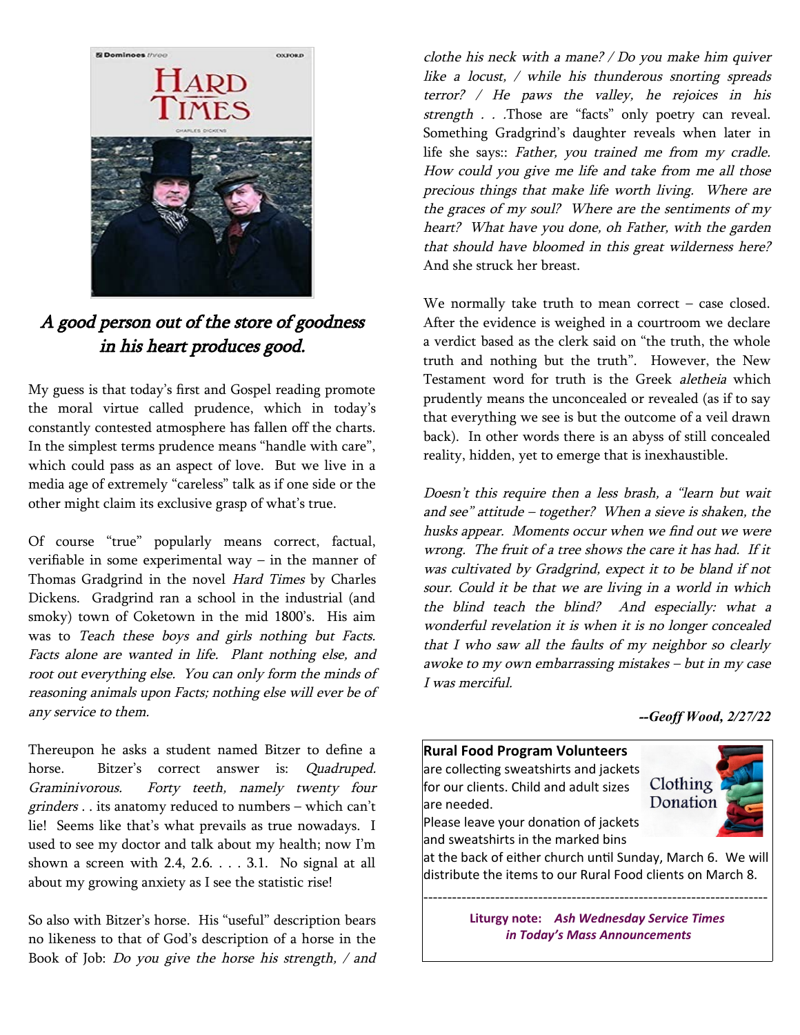*A good person out of the store of goodness in his heart produces good.*

My guess is that today's first and Gospel reading promote the moral virtue called prudence, which in today's constantly contested atmosphere has fallen off the charts. In the simplest terms prudence means "handle with care", which could pass as an aspect of love. But we live in a media age of extremely "careless" talk as if one side or the other might claim its exclusive grasp of what's true.

Of course "true" popularly means correct, factual, verifiable in some experimental way – in the manner of Thomas Gradgrind in the novel *Hard Times* by Charles Dickens. Gradgrind ran a school in the industrial (and smoky) town of Coketown in the mid 1800's. His aim was to *Teach these boys and girls nothing but Facts. Facts alone are wanted in life. Plant nothing else, and root out everything else. You can only form the minds of reasoning animals upon Facts; nothing else will ever be of any service to them.*

Thereupon he asks a student named Bitzer to define a horse. Bitzer's correct answer is: *Quadruped. Graminivorous. Forty teeth, namely twenty four grinders* . . its anatomy reduced to numbers – which can't lie! Seems like that's what prevails as true nowadays. I used to see my doctor and talk about my health; now I'm shown a screen with 2.4, 2.6. . . . 3.1. No signal at all about my growing anxiety as I see the statistic rise!

So also with Bitzer's horse. His "useful" description bears no likeness to that of God's description of a horse in the Book of Job: *Do you give the horse his strength, / and clothe his neck with a mane? / Do you make him quiver like a locust, / while his thunderous snorting spreads terror? / He paws the valley, he rejoices in his strength . .* .Those are "facts" only poetry can reveal. Something Gradgrind's daughter reveals when later in life she says:: *Father, you trained me from my cradle. How could you give me life and take from me all those precious things that make life worth living. Where are the graces of my soul? Where are the sentiments of my heart? What have you done, oh Father, with the garden that should have bloomed in this great wilderness here?* And she struck her breast.

We normally take truth to mean correct – case closed. After the evidence is weighed in a courtroom we declare a verdict based as the clerk said on "the truth, the whole truth and nothing but the truth". However, the New Testament word for truth is the Greek *aletheia* which prudently means the unconcealed or revealed (as if to say that everything we see is but the outcome of a veil drawn back). In other words there is an abyss of still concealed reality, hidden, yet to emerge that is inexhaustible.

*Doesn't this require then a less brash, a "learn but wait and see" attitude – together? When a sieve is shaken, the husks appear. Moments occur when we find out we were wrong. The fruit of a tree shows the care it has had. If it was cultivated by Gradgrind, expect it to be bland if not sour. Could it be that we are living in a world in which the blind teach the blind? And especially: what a wonderful revelation it is when it is no longer concealed that I who saw all the faults of my neighbor so clearly awoke to my own embarrassing mistakes – but in my case I was merciful.*

***--Geoff Wood, 2/27/22***

**Rural Food Program Volunteers** are collecting sweatshirts and jackets for our clients. Child and adult sizes are needed.

Clothing Donation

Please leave your donation of jackets and sweatshirts in the marked bins at the back of either church until Sunday, March 6. We will distribute the items to our Rural Food clients on March 8.

---

**Liturgy note:** ***Ash Wednesday Service Times in Today's Mass Announcements***